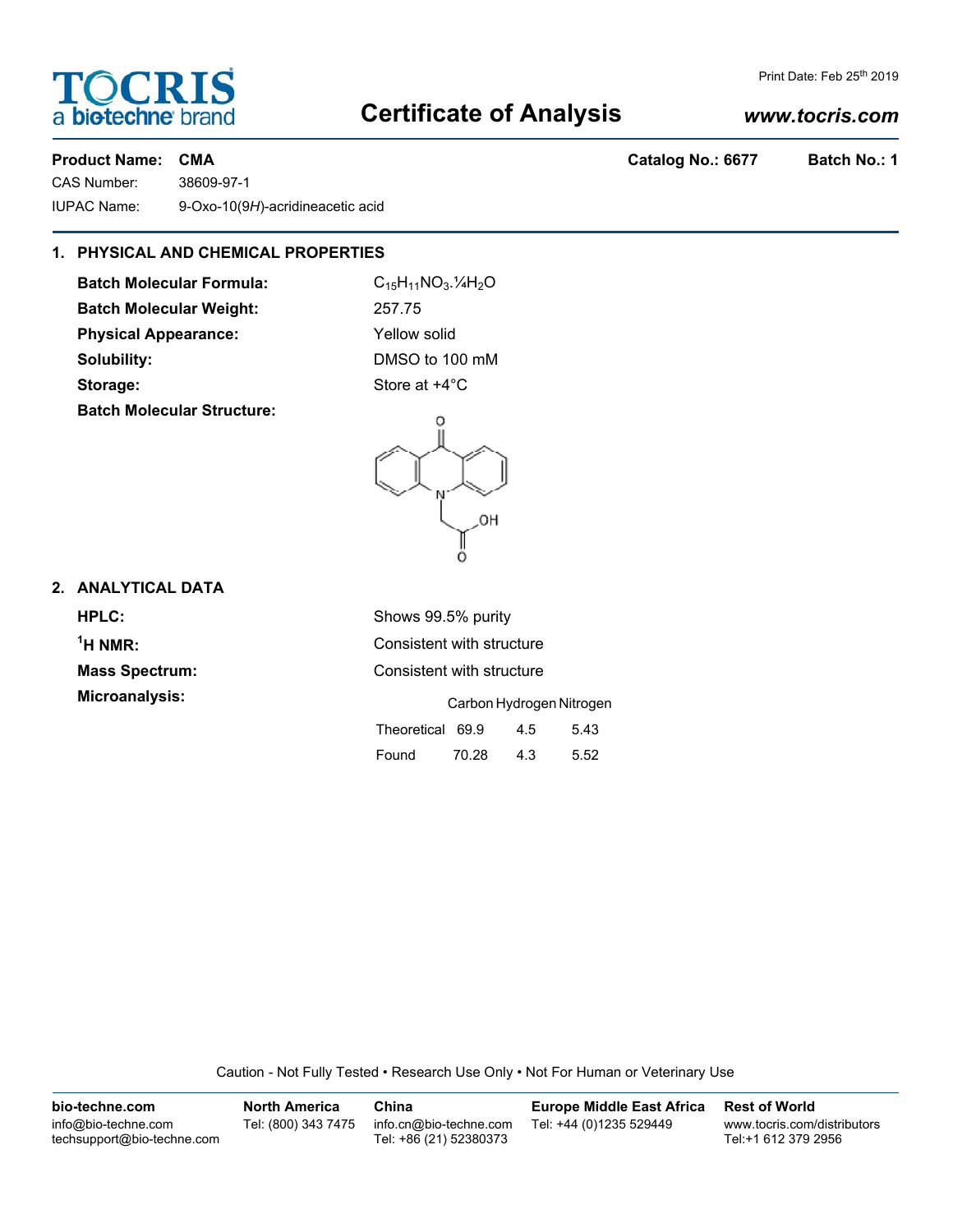# Certificate of Analysis

Print Date: Feb 25th 2019

www.tocris.com

**Product Name: CMA** **Catalog No.: 6677** **Batch No.: 1**

CAS Number: 38609-97-1

IUPAC Name: 9-Oxo-10(9*H*)-acridineacetic acid

## 1. PHYSICAL AND CHEMICAL PROPERTIES

**Batch Molecular Formula:** $C_{15}H_{11}NO_3.¼H_2O$

**Batch Molecular Weight:** 257.75

**Physical Appearance:** Yellow solid

**Solubility:** DMSO to 100 mM

**Storage:** Store at +4°C

**Batch Molecular Structure:**

## 2. ANALYTICAL DATA

**HPLC:** Shows 99.5% purity

**$^1$H NMR:** Consistent with structure

**Mass Spectrum:** Consistent with structure

**Microanalysis:**

| | Carbon | Hydrogen | Nitrogen |
|---|---|---|---|
| Theoretical | 69.9 | 4.5 | 5.43 |
| Found | 70.28 | 4.3 | 5.52 |

Caution - Not Fully Tested • Research Use Only • Not For Human or Veterinary Use

**bio-techne.com**
info@bio-techne.com
techsupport@bio-techne.com

**North America**
Tel: (800) 343 7475

**China**
info.cn@bio-techne.com
Tel: +86 (21) 52380373

**Europe Middle East Africa**
Tel: +44 (0)1235 529449

**Rest of World**
www.tocris.com/distributors
Tel:+1 612 379 2956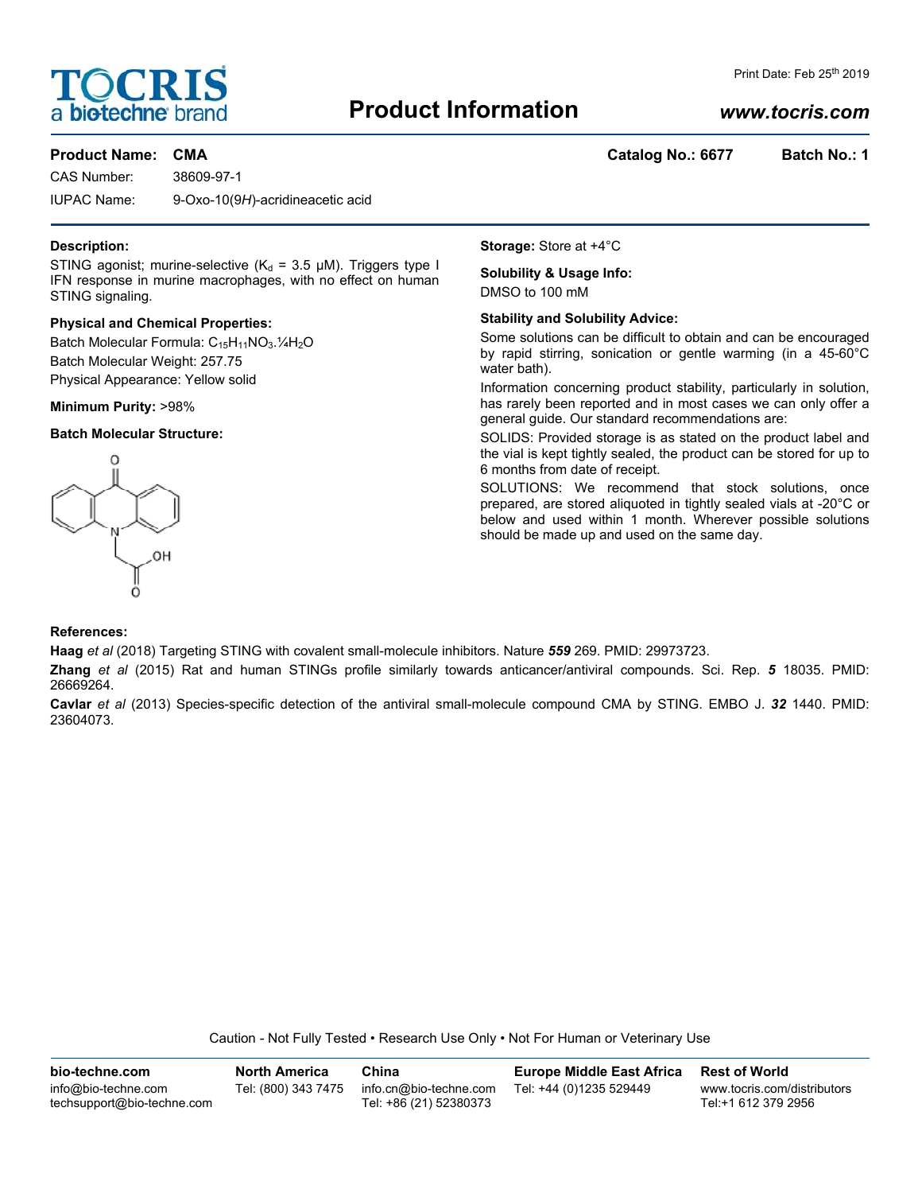# TOCRIS
a bio-techne brand

Print Date: Feb 25th 2019

## Product Information

www.tocris.com

**Product Name: CMA** **Catalog No.: 6677** **Batch No.: 1**

CAS Number: 38609-97-1

IUPAC Name: 9-Oxo-10(9*H*)-acridineacetic acid

### Description:

STING agonist; murine-selective ($K_d$ = 3.5 μM). Triggers type I IFN response in murine macrophages, with no effect on human STING signaling.

### Physical and Chemical Properties:

Batch Molecular Formula: $C_{15}H_{11}NO_3.¼H_2O$

Batch Molecular Weight: 257.75

Physical Appearance: Yellow solid

**Minimum Purity:** >98%

### Batch Molecular Structure:

**Storage:** Store at +4°C

### Solubility & Usage Info:

DMSO to 100 mM

### Stability and Solubility Advice:

Some solutions can be difficult to obtain and can be encouraged by rapid stirring, sonication or gentle warming (in a 45-60°C water bath).

Information concerning product stability, particularly in solution, has rarely been reported and in most cases we can only offer a general guide. Our standard recommendations are:

SOLIDS: Provided storage is as stated on the product label and the vial is kept tightly sealed, the product can be stored for up to 6 months from date of receipt.

SOLUTIONS: We recommend that stock solutions, once prepared, are stored aliquoted in tightly sealed vials at -20°C or below and used within 1 month. Wherever possible solutions should be made up and used on the same day.

### References:

**Haag** *et al* (2018) Targeting STING with covalent small-molecule inhibitors. Nature ***559*** 269. PMID: 29973723.

**Zhang** *et al* (2015) Rat and human STINGs profile similarly towards anticancer/antiviral compounds. Sci. Rep. ***5*** 18035. PMID: 26669264.

**Cavlar** *et al* (2013) Species-specific detection of the antiviral small-molecule compound CMA by STING. EMBO J. ***32*** 1440. PMID: 23604073.

Caution - Not Fully Tested • Research Use Only • Not For Human or Veterinary Use

**bio-techne.com**
info@bio-techne.com
techsupport@bio-techne.com

**North America**
Tel: (800) 343 7475

**China**
info.cn@bio-techne.com
Tel: +86 (21) 52380373

**Europe Middle East Africa**
Tel: +44 (0)1235 529449

**Rest of World**
www.tocris.com/distributors
Tel:+1 612 379 2956